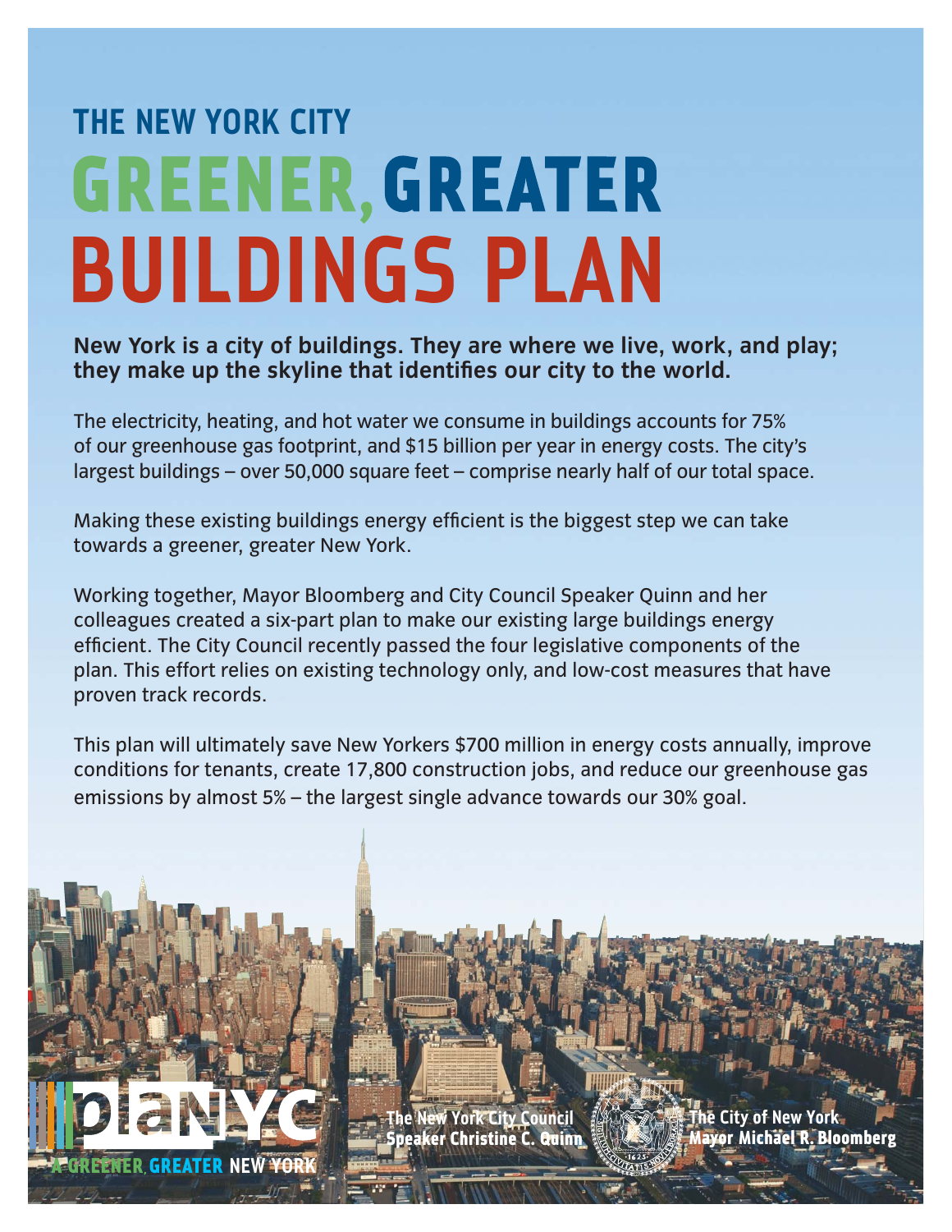# THE NEW YORK CITY GREENER, GREATER BUILDINGS PLAN

**New York is a city of buildings. They are where we live, work, and play; they make up the skyline that identifies our city to the world.**

The electricity, heating, and hot water we consume in buildings accounts for 75% of our greenhouse gas footprint, and $15 billion per year in energy costs. The city's largest buildings – over 50,000 square feet – comprise nearly half of our total space.

Making these existing buildings energy efficient is the biggest step we can take towards a greener, greater New York.

Working together, Mayor Bloomberg and City Council Speaker Quinn and her colleagues created a six-part plan to make our existing large buildings energy efficient. The City Council recently passed the four legislative components of the plan. This effort relies on existing technology only, and low-cost measures that have proven track records.

This plan will ultimately save New Yorkers $700 million in energy costs annually, improve conditions for tenants, create 17,800 construction jobs, and reduce our greenhouse gas emissions by almost 5% – the largest single advance towards our 30% goal.

planYC
A GREENER, GREATER NEW YORK

The New York City Council
Speaker Christine C. Quinn

The City of New York
Mayor Michael R. Bloomberg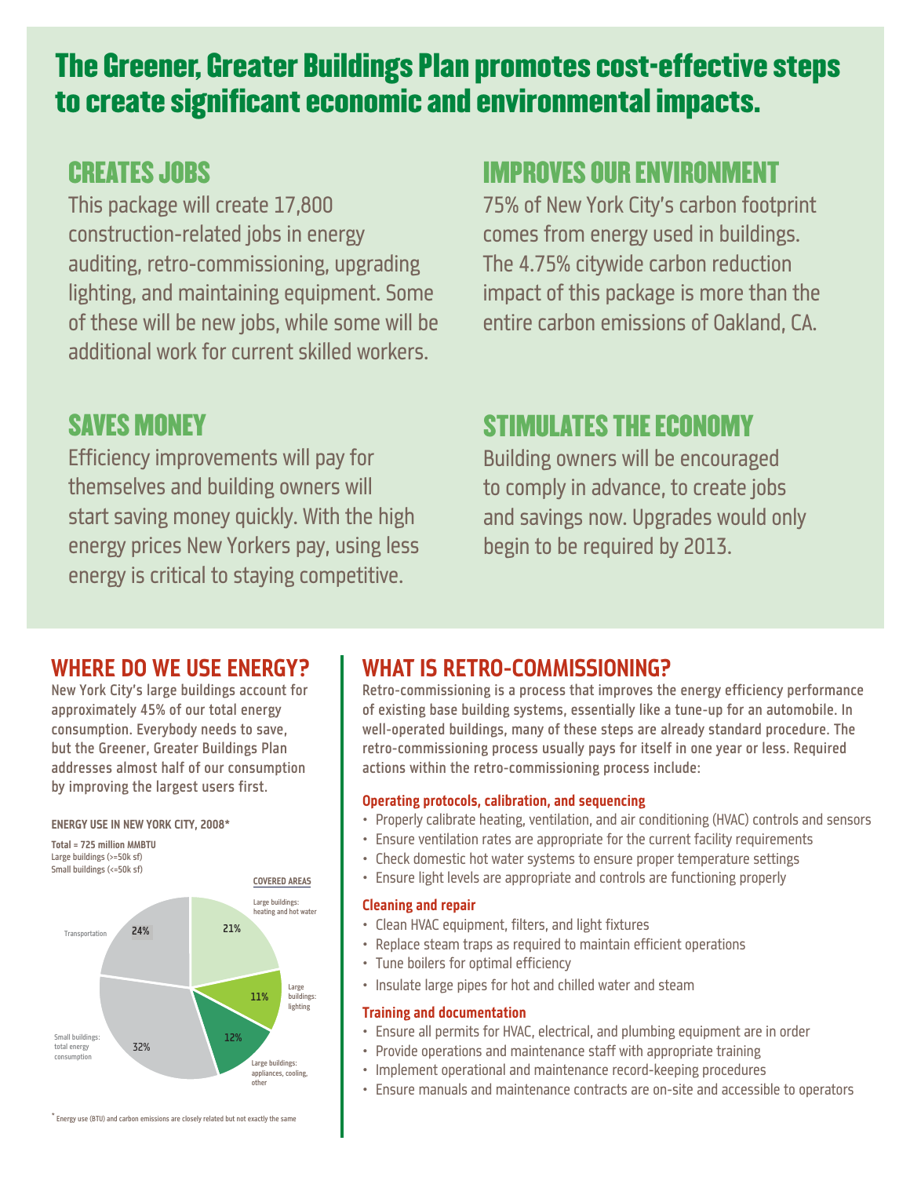# The Greener, Greater Buildings Plan promotes cost-effective steps to create significant economic and environmental impacts.

## CREATES JOBS

This package will create 17,800 construction-related jobs in energy auditing, retro-commissioning, upgrading lighting, and maintaining equipment. Some of these will be new jobs, while some will be additional work for current skilled workers.

## IMPROVES OUR ENVIRONMENT

75% of New York City's carbon footprint comes from energy used in buildings. The 4.75% citywide carbon reduction impact of this package is more than the entire carbon emissions of Oakland, CA.

## SAVES MONEY

Efficiency improvements will pay for themselves and building owners will start saving money quickly. With the high energy prices New Yorkers pay, using less energy is critical to staying competitive.

## STIMULATES THE ECONOMY

Building owners will be encouraged to comply in advance, to create jobs and savings now. Upgrades would only begin to be required by 2013.

## WHERE DO WE USE ENERGY?

New York City's large buildings account for approximately 45% of our total energy consumption. Everybody needs to save, but the Greener, Greater Buildings Plan addresses almost half of our consumption by improving the largest users first.

**ENERGY USE IN NEW YORK CITY, 2008***

**Total = 725 million MMBTU**
Large buildings (>=50k sf)
Small buildings (<=50k sf)

| Category | Share |
|---|---|
| **COVERED AREAS** | |
| Large buildings: heating and hot water | 21% |
| Large buildings: lighting | 11% |
| Large buildings: appliances, cooling, other | 12% |
| Small buildings: total energy consumption | 32% |
| Transportation | 24% |

* Energy use (BTU) and carbon emissions are closely related but not exactly the same

## WHAT IS RETRO-COMMISSIONING?

Retro-commissioning is a process that improves the energy efficiency performance of existing base building systems, essentially like a tune-up for an automobile. In well-operated buildings, many of these steps are already standard procedure. The retro-commissioning process usually pays for itself in one year or less. Required actions within the retro-commissioning process include:

### Operating protocols, calibration, and sequencing

- Properly calibrate heating, ventilation, and air conditioning (HVAC) controls and sensors
- Ensure ventilation rates are appropriate for the current facility requirements
- Check domestic hot water systems to ensure proper temperature settings
- Ensure light levels are appropriate and controls are functioning properly

### Cleaning and repair

- Clean HVAC equipment, filters, and light fixtures
- Replace steam traps as required to maintain efficient operations
- Tune boilers for optimal efficiency
- Insulate large pipes for hot and chilled water and steam

### Training and documentation

- Ensure all permits for HVAC, electrical, and plumbing equipment are in order
- Provide operations and maintenance staff with appropriate training
- Implement operational and maintenance record-keeping procedures
- Ensure manuals and maintenance contracts are on-site and accessible to operators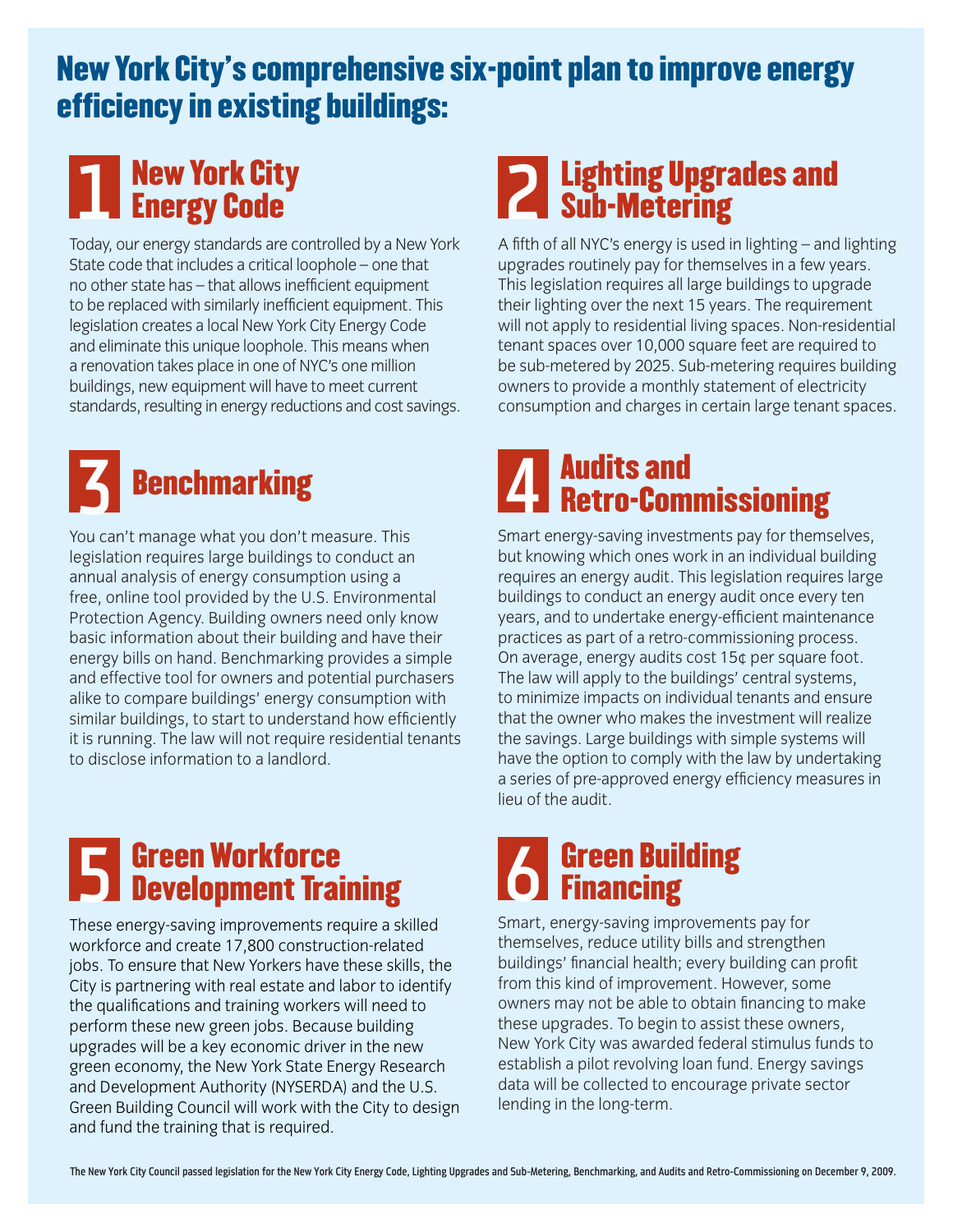# New York City's comprehensive six-point plan to improve energy efficiency in existing buildings:

## 1 New York City Energy Code

Today, our energy standards are controlled by a New York State code that includes a critical loophole – one that no other state has – that allows inefficient equipment to be replaced with similarly inefficient equipment. This legislation creates a local New York City Energy Code and eliminate this unique loophole. This means when a renovation takes place in one of NYC's one million buildings, new equipment will have to meet current standards, resulting in energy reductions and cost savings.

## 2 Lighting Upgrades and Sub-Metering

A fifth of all NYC's energy is used in lighting – and lighting upgrades routinely pay for themselves in a few years. This legislation requires all large buildings to upgrade their lighting over the next 15 years. The requirement will not apply to residential living spaces. Non-residential tenant spaces over 10,000 square feet are required to be sub-metered by 2025. Sub-metering requires building owners to provide a monthly statement of electricity consumption and charges in certain large tenant spaces.

## 3 Benchmarking

You can't manage what you don't measure. This legislation requires large buildings to conduct an annual analysis of energy consumption using a free, online tool provided by the U.S. Environmental Protection Agency. Building owners need only know basic information about their building and have their energy bills on hand. Benchmarking provides a simple and effective tool for owners and potential purchasers alike to compare buildings' energy consumption with similar buildings, to start to understand how efficiently it is running. The law will not require residential tenants to disclose information to a landlord.

## 4 Audits and Retro-Commissioning

Smart energy-saving investments pay for themselves, but knowing which ones work in an individual building requires an energy audit. This legislation requires large buildings to conduct an energy audit once every ten years, and to undertake energy-efficient maintenance practices as part of a retro-commissioning process. On average, energy audits cost 15¢ per square foot. The law will apply to the buildings' central systems, to minimize impacts on individual tenants and ensure that the owner who makes the investment will realize the savings. Large buildings with simple systems will have the option to comply with the law by undertaking a series of pre-approved energy efficiency measures in lieu of the audit.

## 5 Green Workforce Development Training

These energy-saving improvements require a skilled workforce and create 17,800 construction-related jobs. To ensure that New Yorkers have these skills, the City is partnering with real estate and labor to identify the qualifications and training workers will need to perform these new green jobs. Because building upgrades will be a key economic driver in the new green economy, the New York State Energy Research and Development Authority (NYSERDA) and the U.S. Green Building Council will work with the City to design and fund the training that is required.

## 6 Green Building Financing

Smart, energy-saving improvements pay for themselves, reduce utility bills and strengthen buildings' financial health; every building can profit from this kind of improvement. However, some owners may not be able to obtain financing to make these upgrades. To begin to assist these owners, New York City was awarded federal stimulus funds to establish a pilot revolving loan fund. Energy savings data will be collected to encourage private sector lending in the long-term.

The New York City Council passed legislation for the New York City Energy Code, Lighting Upgrades and Sub-Metering, Benchmarking, and Audits and Retro-Commissioning on December 9, 2009.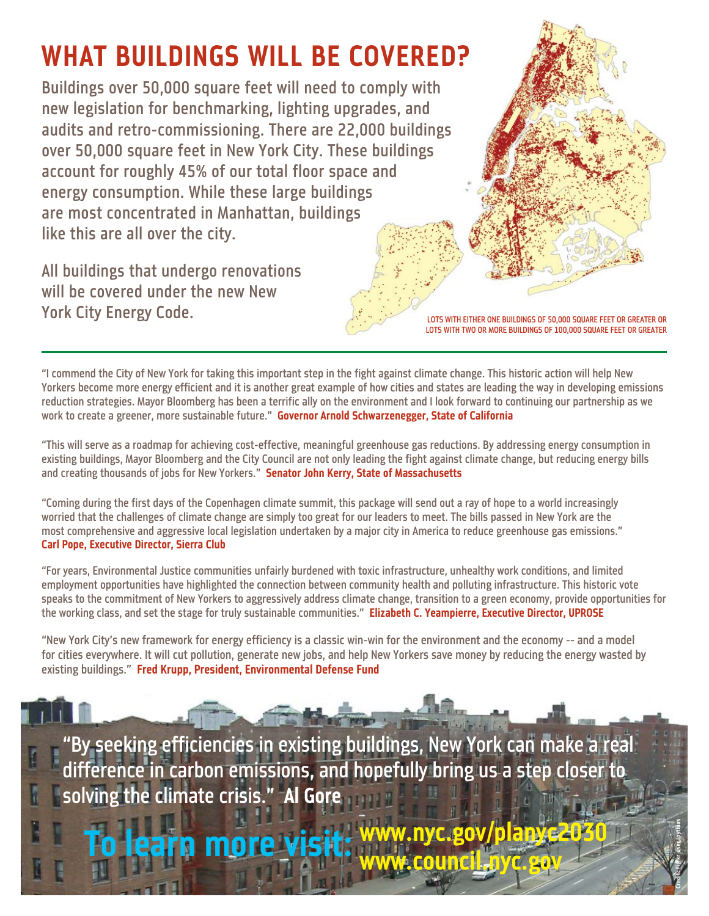# WHAT BUILDINGS WILL BE COVERED?

Buildings over 50,000 square feet will need to comply with new legislation for benchmarking, lighting upgrades, and audits and retro-commissioning. There are 22,000 buildings over 50,000 square feet in New York City. These buildings account for roughly 45% of our total floor space and energy consumption. While these large buildings are most concentrated in Manhattan, buildings like this are all over the city.

All buildings that undergo renovations will be covered under the new New York City Energy Code.

LOTS WITH EITHER ONE BUILDINGS OF 50,000 SQUARE FEET OR GREATER OR LOTS WITH TWO OR MORE BUILDINGS OF 100,000 SQUARE FEET OR GREATER

---

"I commend the City of New York for taking this important step in the fight against climate change. This historic action will help New Yorkers become more energy efficient and it is another great example of how cities and states are leading the way in developing emissions reduction strategies. Mayor Bloomberg has been a terrific ally on the environment and I look forward to continuing our partnership as we work to create a greener, more sustainable future." **Governor Arnold Schwarzenegger, State of California**

"This will serve as a roadmap for achieving cost-effective, meaningful greenhouse gas reductions. By addressing energy consumption in existing buildings, Mayor Bloomberg and the City Council are not only leading the fight against climate change, but reducing energy bills and creating thousands of jobs for New Yorkers." **Senator John Kerry, State of Massachusetts**

"Coming during the first days of the Copenhagen climate summit, this package will send out a ray of hope to a world increasingly worried that the challenges of climate change are simply too great for our leaders to meet. The bills passed in New York are the most comprehensive and aggressive local legislation undertaken by a major city in America to reduce greenhouse gas emissions." **Carl Pope, Executive Director, Sierra Club**

"For years, Environmental Justice communities unfairly burdened with toxic infrastructure, unhealthy work conditions, and limited employment opportunities have highlighted the connection between community health and polluting infrastructure. This historic vote speaks to the commitment of New Yorkers to aggressively address climate change, transition to a green economy, provide opportunities for the working class, and set the stage for truly sustainable communities." **Elizabeth C. Yeampierre, Executive Director, UPROSE**

"New York City's new framework for energy efficiency is a classic win-win for the environment and the economy -- and a model for cities everywhere. It will cut pollution, generate new jobs, and help New Yorkers save money by reducing the energy wasted by existing buildings." **Fred Krupp, President, Environmental Defense Fund**

"By seeking efficiencies in existing buildings, New York can make a real difference in carbon emissions, and hopefully bring us a step closer to solving the climate crisis." **Al Gore**

**To learn more visit:** **www.nyc.gov/planyc2030** **www.council.nyc.gov**

Credit: Flickr user jpythias